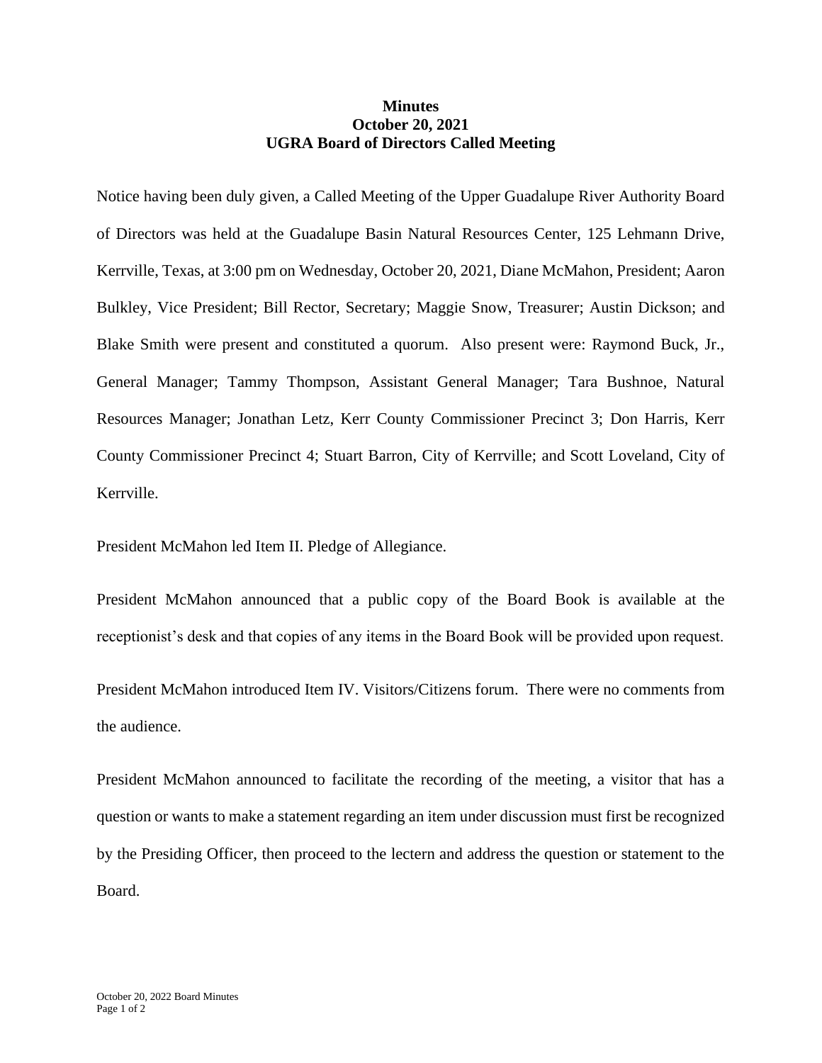**Minutes**
**October 20, 2021**
**UGRA Board of Directors Called Meeting**

Notice having been duly given, a Called Meeting of the Upper Guadalupe River Authority Board of Directors was held at the Guadalupe Basin Natural Resources Center, 125 Lehmann Drive, Kerrville, Texas, at 3:00 pm on Wednesday, October 20, 2021, Diane McMahon, President; Aaron Bulkley, Vice President; Bill Rector, Secretary; Maggie Snow, Treasurer; Austin Dickson; and Blake Smith were present and constituted a quorum. Also present were: Raymond Buck, Jr., General Manager; Tammy Thompson, Assistant General Manager; Tara Bushnoe, Natural Resources Manager; Jonathan Letz, Kerr County Commissioner Precinct 3; Don Harris, Kerr County Commissioner Precinct 4; Stuart Barron, City of Kerrville; and Scott Loveland, City of Kerrville.

President McMahon led Item II. Pledge of Allegiance.

President McMahon announced that a public copy of the Board Book is available at the receptionist's desk and that copies of any items in the Board Book will be provided upon request.

President McMahon introduced Item IV. Visitors/Citizens forum. There were no comments from the audience.

President McMahon announced to facilitate the recording of the meeting, a visitor that has a question or wants to make a statement regarding an item under discussion must first be recognized by the Presiding Officer, then proceed to the lectern and address the question or statement to the Board.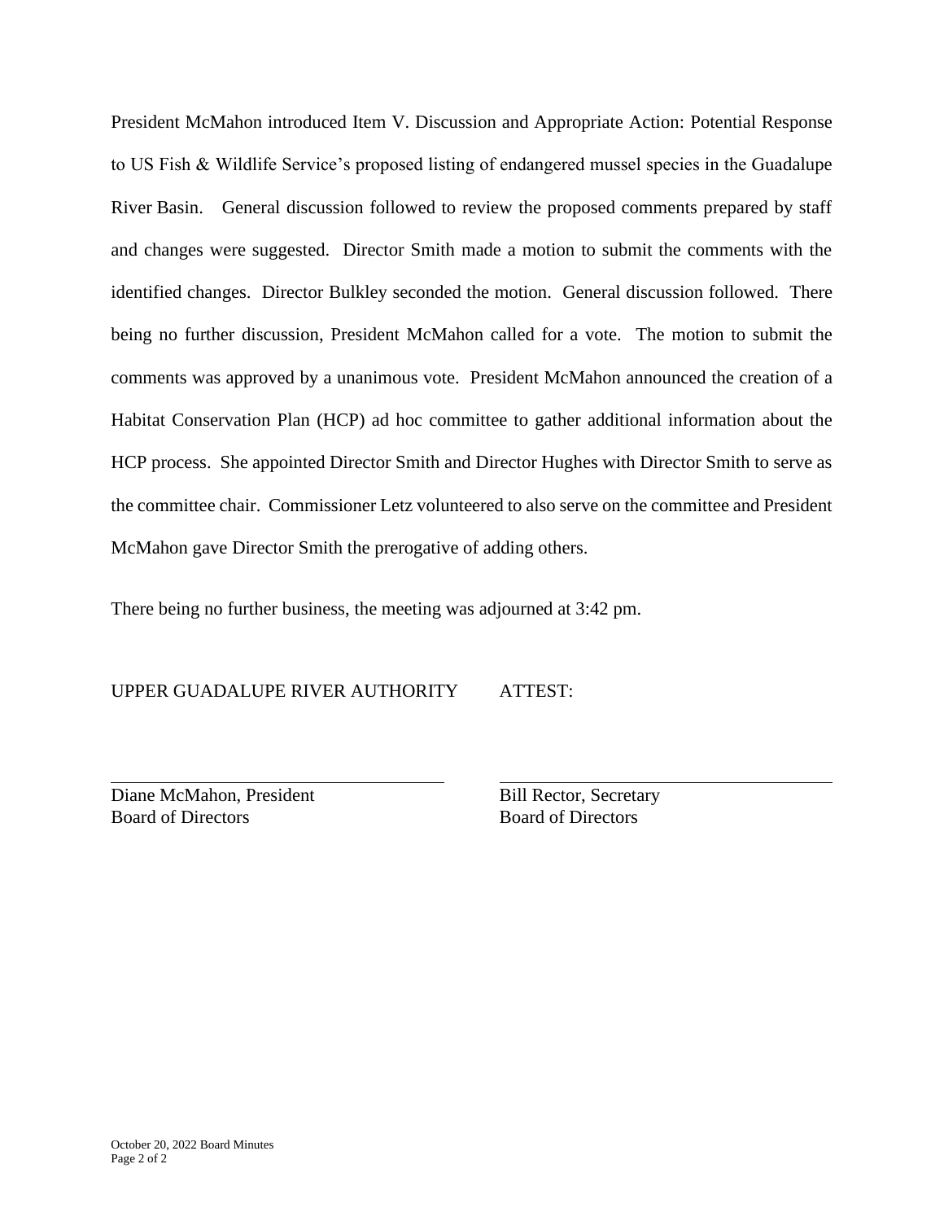President McMahon introduced Item V. Discussion and Appropriate Action: Potential Response to US Fish & Wildlife Service's proposed listing of endangered mussel species in the Guadalupe River Basin. General discussion followed to review the proposed comments prepared by staff and changes were suggested. Director Smith made a motion to submit the comments with the identified changes. Director Bulkley seconded the motion. General discussion followed. There being no further discussion, President McMahon called for a vote. The motion to submit the comments was approved by a unanimous vote. President McMahon announced the creation of a Habitat Conservation Plan (HCP) ad hoc committee to gather additional information about the HCP process. She appointed Director Smith and Director Hughes with Director Smith to serve as the committee chair. Commissioner Letz volunteered to also serve on the committee and President McMahon gave Director Smith the prerogative of adding others.

There being no further business, the meeting was adjourned at 3:42 pm.

UPPER GUADALUPE RIVER AUTHORITY

ATTEST:

Diane McMahon, President
Board of Directors

Bill Rector, Secretary
Board of Directors